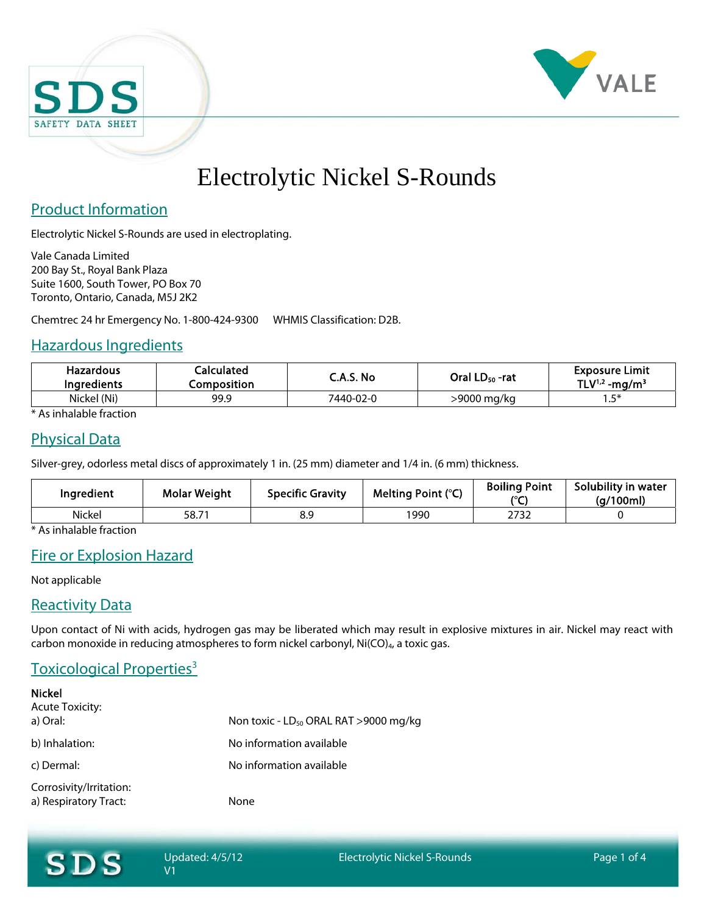# Electrolytic Nickel S-Rounds

## Product Information

Electrolytic Nickel S-Rounds are used in electroplating.

Vale Canada Limited
200 Bay St., Royal Bank Plaza
Suite 1600, South Tower, PO Box 70
Toronto, Ontario, Canada, M5J 2K2

Chemtrec 24 hr Emergency No. 1-800-424-9300     WHMIS Classification: D2B.

## Hazardous Ingredients

| Hazardous Ingredients | Calculated Composition | C.A.S. No | Oral $LD_{50}$ -rat | Exposure Limit TLV[1,2] -$mg/m^3$ |
|---|---|---|---|---|
| Nickel (Ni) | 99.9 | 7440-02-0 | >9000 mg/kg | 1.5* |

\* As inhalable fraction

## Physical Data

Silver-grey, odorless metal discs of approximately 1 in. (25 mm) diameter and 1/4 in. (6 mm) thickness.

| Ingredient | Molar Weight | Specific Gravity | Melting Point (°C) | Boiling Point (°C) | Solubility in water (g/100ml) |
|---|---|---|---|---|---|
| Nickel | 58.71 | 8.9 | 1990 | 2732 | 0 |

\* As inhalable fraction

## Fire or Explosion Hazard

Not applicable

## Reactivity Data

Upon contact of Ni with acids, hydrogen gas may be liberated which may result in explosive mixtures in air. Nickel may react with carbon monoxide in reducing atmospheres to form nickel carbonyl, $Ni(CO)_4$, a toxic gas.

## Toxicological Properties[3]

**Nickel**

Acute Toxicity:

a) Oral: Non toxic - $LD_{50}$ ORAL RAT >9000 mg/kg

b) Inhalation: No information available

c) Dermal: No information available

Corrosivity/Irritation:

a) Respiratory Tract: None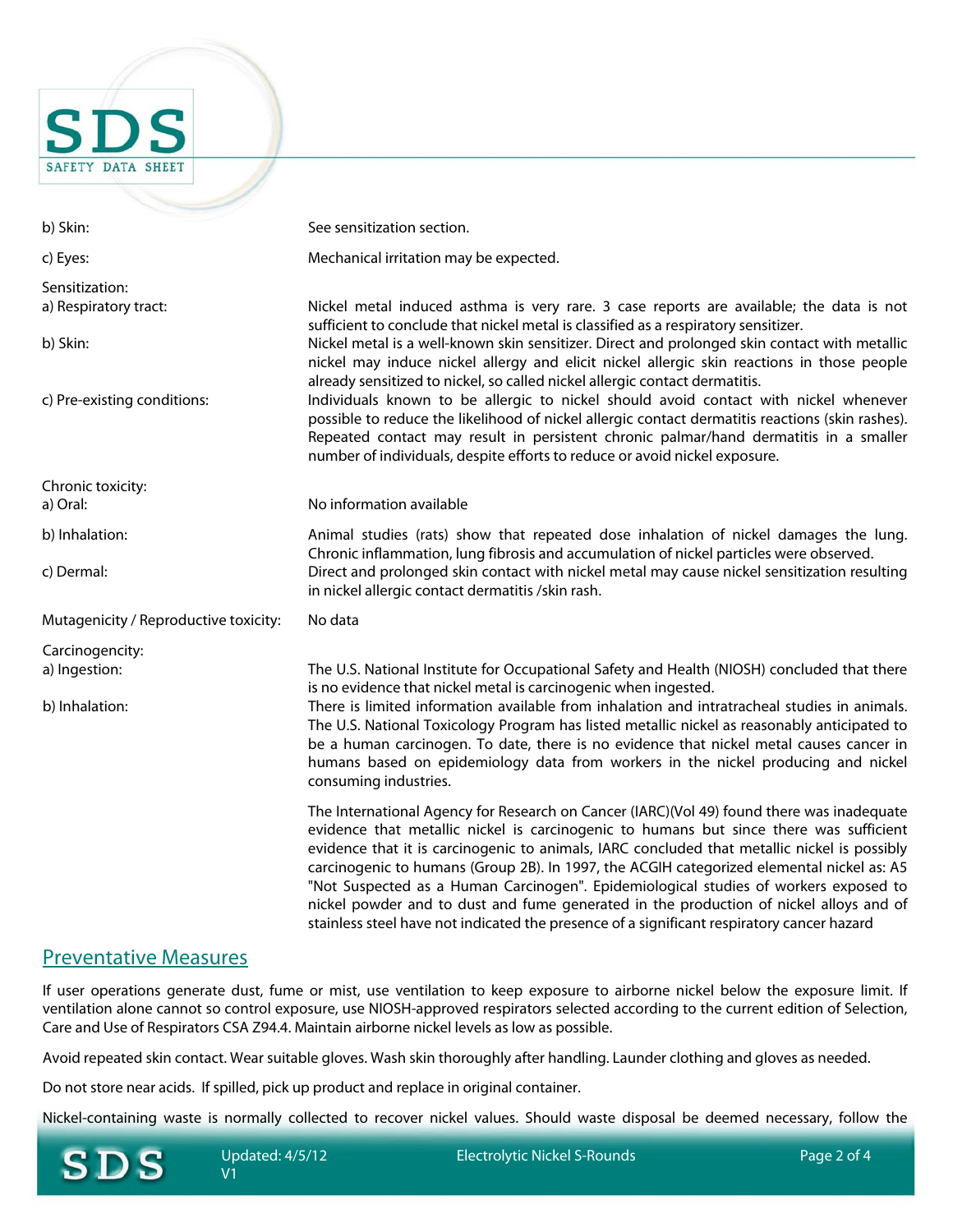b) Skin: See sensitization section.

c) Eyes: Mechanical irritation may be expected.

Sensitization:

a) Respiratory tract: Nickel metal induced asthma is very rare. 3 case reports are available; the data is not sufficient to conclude that nickel metal is classified as a respiratory sensitizer.

b) Skin: Nickel metal is a well-known skin sensitizer. Direct and prolonged skin contact with metallic nickel may induce nickel allergy and elicit nickel allergic skin reactions in those people already sensitized to nickel, so called nickel allergic contact dermatitis.

c) Pre-existing conditions: Individuals known to be allergic to nickel should avoid contact with nickel whenever possible to reduce the likelihood of nickel allergic contact dermatitis reactions (skin rashes). Repeated contact may result in persistent chronic palmar/hand dermatitis in a smaller number of individuals, despite efforts to reduce or avoid nickel exposure.

Chronic toxicity:

a) Oral: No information available

b) Inhalation: Animal studies (rats) show that repeated dose inhalation of nickel damages the lung. Chronic inflammation, lung fibrosis and accumulation of nickel particles were observed.

c) Dermal: Direct and prolonged skin contact with nickel metal may cause nickel sensitization resulting in nickel allergic contact dermatitis /skin rash.

Mutagenicity / Reproductive toxicity: No data

Carcinogencity:

a) Ingestion: The U.S. National Institute for Occupational Safety and Health (NIOSH) concluded that there is no evidence that nickel metal is carcinogenic when ingested.

b) Inhalation: There is limited information available from inhalation and intratracheal studies in animals. The U.S. National Toxicology Program has listed metallic nickel as reasonably anticipated to be a human carcinogen. To date, there is no evidence that nickel metal causes cancer in humans based on epidemiology data from workers in the nickel producing and nickel consuming industries.

The International Agency for Research on Cancer (IARC)(Vol 49) found there was inadequate evidence that metallic nickel is carcinogenic to humans but since there was sufficient evidence that it is carcinogenic to animals, IARC concluded that metallic nickel is possibly carcinogenic to humans (Group 2B). In 1997, the ACGIH categorized elemental nickel as: A5 "Not Suspected as a Human Carcinogen". Epidemiological studies of workers exposed to nickel powder and to dust and fume generated in the production of nickel alloys and of stainless steel have not indicated the presence of a significant respiratory cancer hazard

## Preventative Measures

If user operations generate dust, fume or mist, use ventilation to keep exposure to airborne nickel below the exposure limit. If ventilation alone cannot so control exposure, use NIOSH-approved respirators selected according to the current edition of Selection, Care and Use of Respirators CSA Z94.4. Maintain airborne nickel levels as low as possible.

Avoid repeated skin contact. Wear suitable gloves. Wash skin thoroughly after handling. Launder clothing and gloves as needed.

Do not store near acids. If spilled, pick up product and replace in original container.

Nickel-containing waste is normally collected to recover nickel values. Should waste disposal be deemed necessary, follow the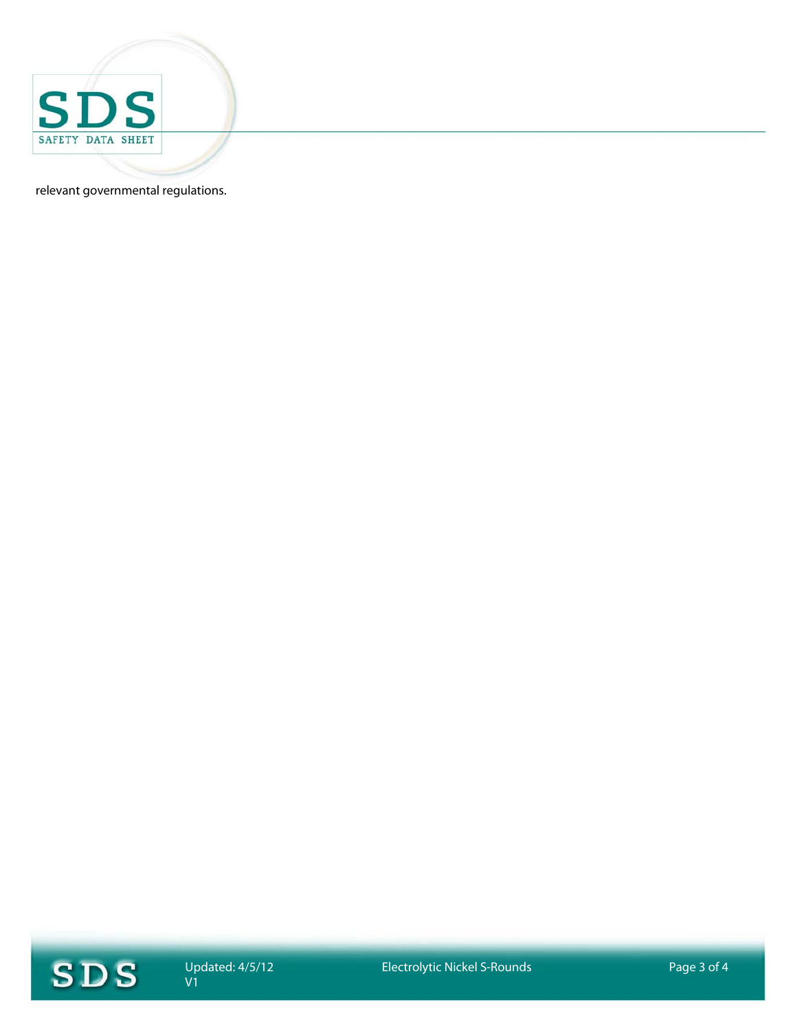relevant governmental regulations.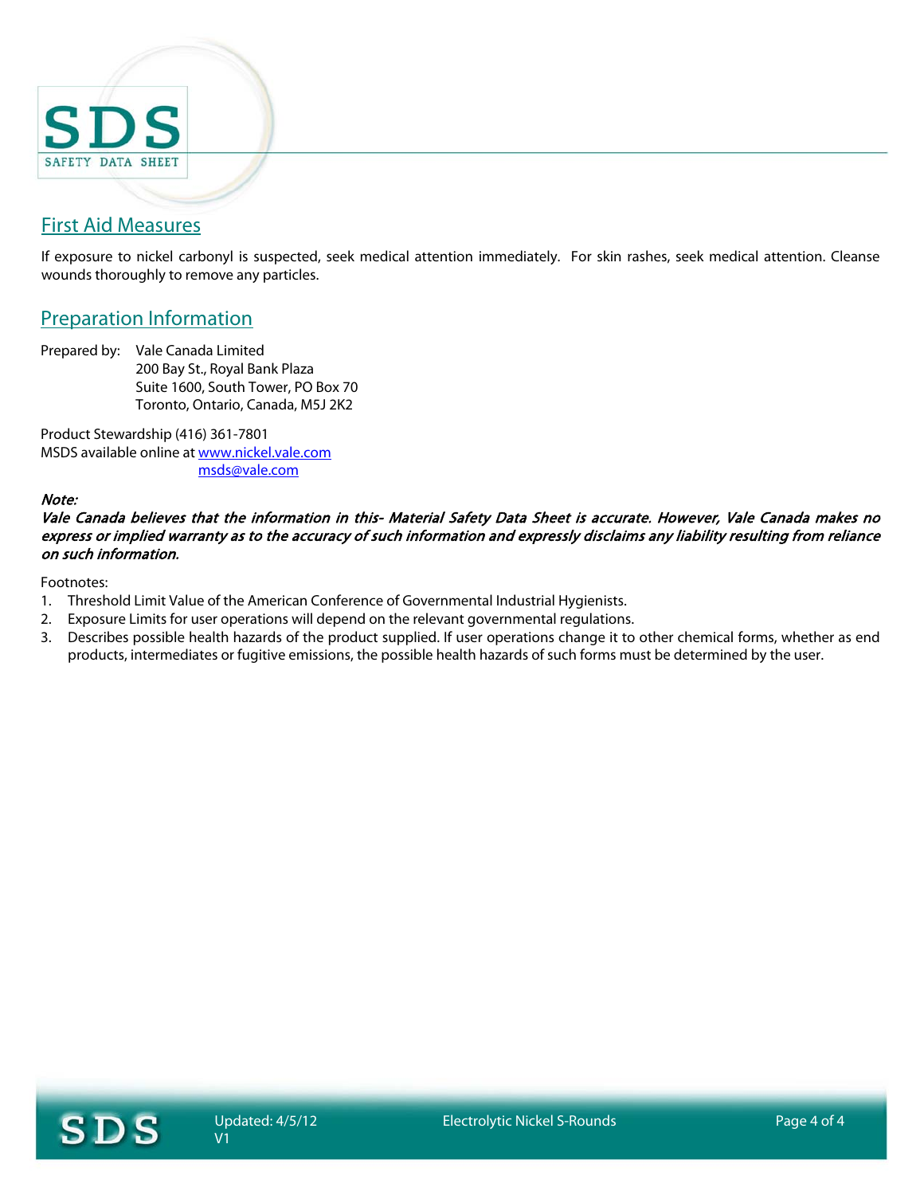## First Aid Measures

If exposure to nickel carbonyl is suspected, seek medical attention immediately. For skin rashes, seek medical attention. Cleanse wounds thoroughly to remove any particles.

## Preparation Information

Prepared by: Vale Canada Limited
200 Bay St., Royal Bank Plaza
Suite 1600, South Tower, PO Box 70
Toronto, Ontario, Canada, M5J 2K2

Product Stewardship (416) 361-7801
MSDS available online at www.nickel.vale.com
msds@vale.com

***Note:***
***Vale Canada believes that the information in this- Material Safety Data Sheet is accurate. However, Vale Canada makes no express or implied warranty as to the accuracy of such information and expressly disclaims any liability resulting from reliance on such information.***

Footnotes:

1. Threshold Limit Value of the American Conference of Governmental Industrial Hygienists.
2. Exposure Limits for user operations will depend on the relevant governmental regulations.
3. Describes possible health hazards of the product supplied. If user operations change it to other chemical forms, whether as end products, intermediates or fugitive emissions, the possible health hazards of such forms must be determined by the user.